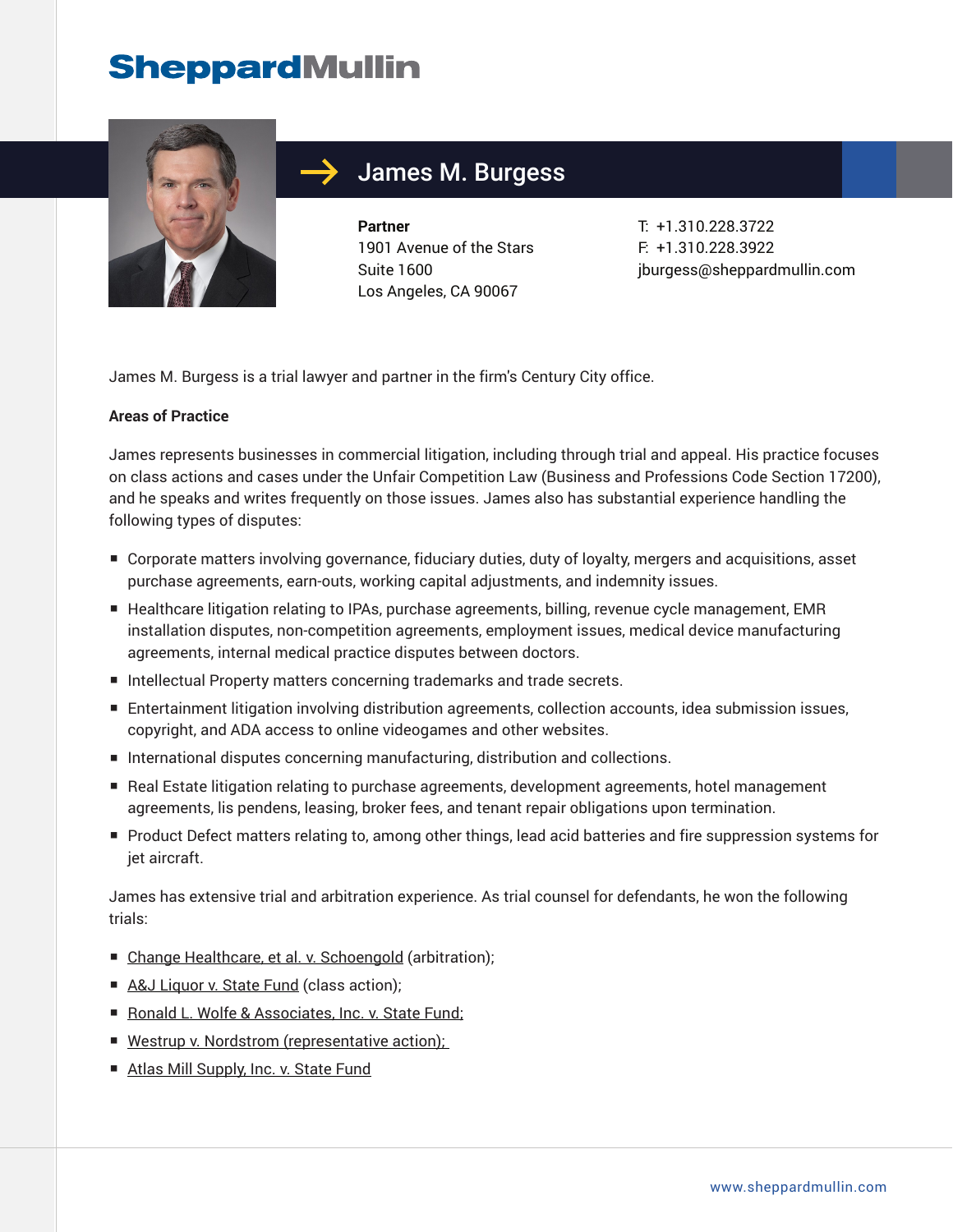# SheppardMullin

## James M. Burgess

**Partner**
1901 Avenue of the Stars
Suite 1600
Los Angeles, CA 90067

T: +1.310.228.3722
F: +1.310.228.3922
jburgess@sheppardmullin.com

James M. Burgess is a trial lawyer and partner in the firm's Century City office.

**Areas of Practice**

James represents businesses in commercial litigation, including through trial and appeal. His practice focuses on class actions and cases under the Unfair Competition Law (Business and Professions Code Section 17200), and he speaks and writes frequently on those issues. James also has substantial experience handling the following types of disputes:

- Corporate matters involving governance, fiduciary duties, duty of loyalty, mergers and acquisitions, asset purchase agreements, earn-outs, working capital adjustments, and indemnity issues.
- Healthcare litigation relating to IPAs, purchase agreements, billing, revenue cycle management, EMR installation disputes, non-competition agreements, employment issues, medical device manufacturing agreements, internal medical practice disputes between doctors.
- Intellectual Property matters concerning trademarks and trade secrets.
- Entertainment litigation involving distribution agreements, collection accounts, idea submission issues, copyright, and ADA access to online videogames and other websites.
- International disputes concerning manufacturing, distribution and collections.
- Real Estate litigation relating to purchase agreements, development agreements, hotel management agreements, lis pendens, leasing, broker fees, and tenant repair obligations upon termination.
- Product Defect matters relating to, among other things, lead acid batteries and fire suppression systems for jet aircraft.

James has extensive trial and arbitration experience. As trial counsel for defendants, he won the following trials:

- Change Healthcare, et al. v. Schoengold (arbitration);
- A&J Liquor v. State Fund (class action);
- Ronald L. Wolfe & Associates, Inc. v. State Fund;
- Westrup v. Nordstrom (representative action);
- Atlas Mill Supply, Inc. v. State Fund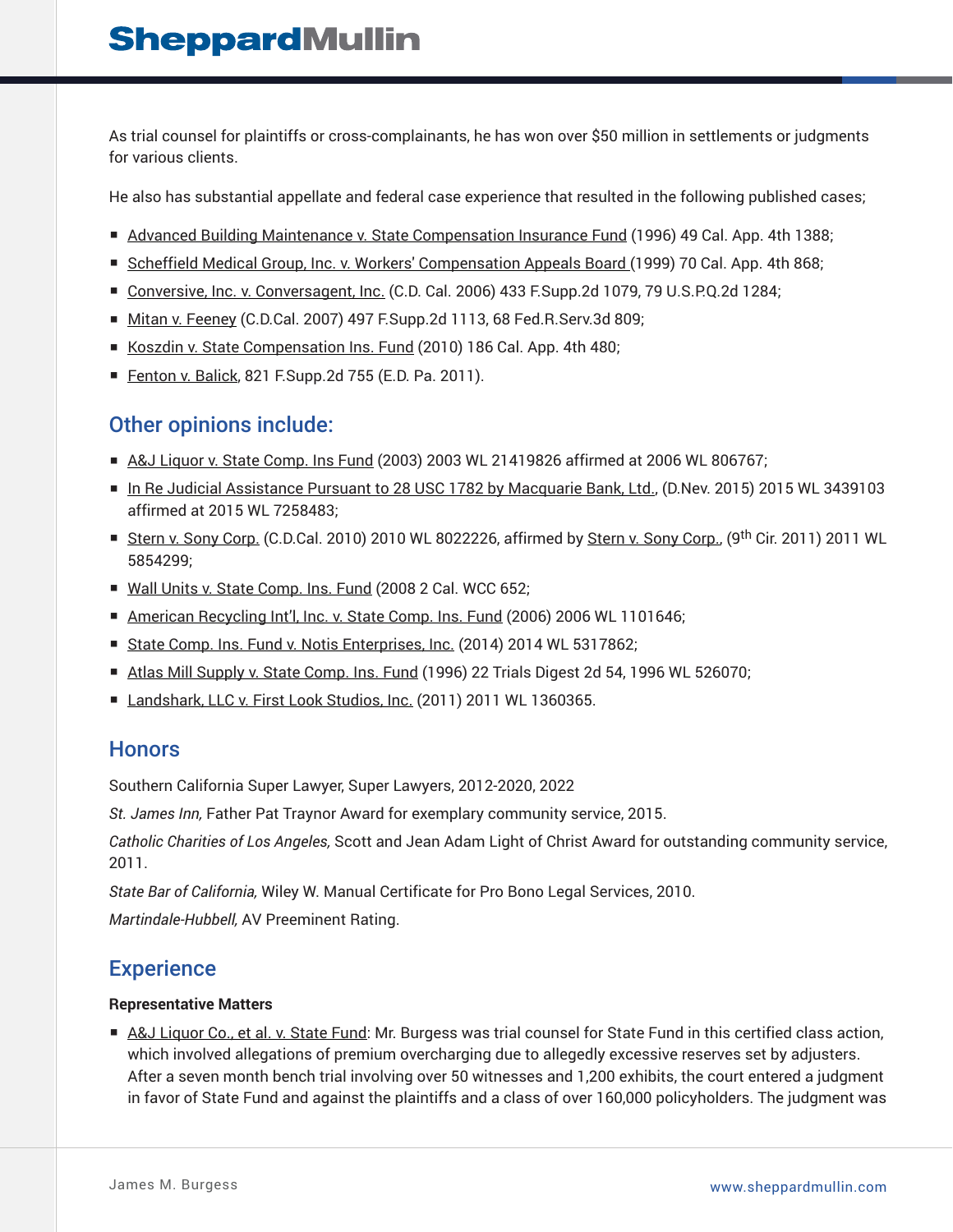As trial counsel for plaintiffs or cross-complainants, he has won over $50 million in settlements or judgments for various clients.

He also has substantial appellate and federal case experience that resulted in the following published cases;

- Advanced Building Maintenance v. State Compensation Insurance Fund (1996) 49 Cal. App. 4th 1388;
- Scheffield Medical Group, Inc. v. Workers' Compensation Appeals Board (1999) 70 Cal. App. 4th 868;
- Conversive, Inc. v. Conversagent, Inc. (C.D. Cal. 2006) 433 F.Supp.2d 1079, 79 U.S.P.Q.2d 1284;
- Mitan v. Feeney (C.D.Cal. 2007) 497 F.Supp.2d 1113, 68 Fed.R.Serv.3d 809;
- Koszdin v. State Compensation Ins. Fund (2010) 186 Cal. App. 4th 480;
- Fenton v. Balick, 821 F.Supp.2d 755 (E.D. Pa. 2011).

## Other opinions include:

- A&J Liquor v. State Comp. Ins Fund (2003) 2003 WL 21419826 affirmed at 2006 WL 806767;
- In Re Judicial Assistance Pursuant to 28 USC 1782 by Macquarie Bank, Ltd., (D.Nev. 2015) 2015 WL 3439103 affirmed at 2015 WL 7258483;
- Stern v. Sony Corp. (C.D.Cal. 2010) 2010 WL 8022226, affirmed by Stern v. Sony Corp., (9th Cir. 2011) 2011 WL 5854299;
- Wall Units v. State Comp. Ins. Fund (2008 2 Cal. WCC 652;
- American Recycling Int'l, Inc. v. State Comp. Ins. Fund (2006) 2006 WL 1101646;
- State Comp. Ins. Fund v. Notis Enterprises, Inc. (2014) 2014 WL 5317862;
- Atlas Mill Supply v. State Comp. Ins. Fund (1996) 22 Trials Digest 2d 54, 1996 WL 526070;
- Landshark, LLC v. First Look Studios, Inc. (2011) 2011 WL 1360365.

## Honors

Southern California Super Lawyer, Super Lawyers, 2012-2020, 2022

*St. James Inn,* Father Pat Traynor Award for exemplary community service, 2015.

*Catholic Charities of Los Angeles,* Scott and Jean Adam Light of Christ Award for outstanding community service, 2011.

*State Bar of California,* Wiley W. Manual Certificate for Pro Bono Legal Services, 2010.

*Martindale-Hubbell,* AV Preeminent Rating.

## Experience

**Representative Matters**

- A&J Liquor Co., et al. v. State Fund: Mr. Burgess was trial counsel for State Fund in this certified class action, which involved allegations of premium overcharging due to allegedly excessive reserves set by adjusters. After a seven month bench trial involving over 50 witnesses and 1,200 exhibits, the court entered a judgment in favor of State Fund and against the plaintiffs and a class of over 160,000 policyholders. The judgment was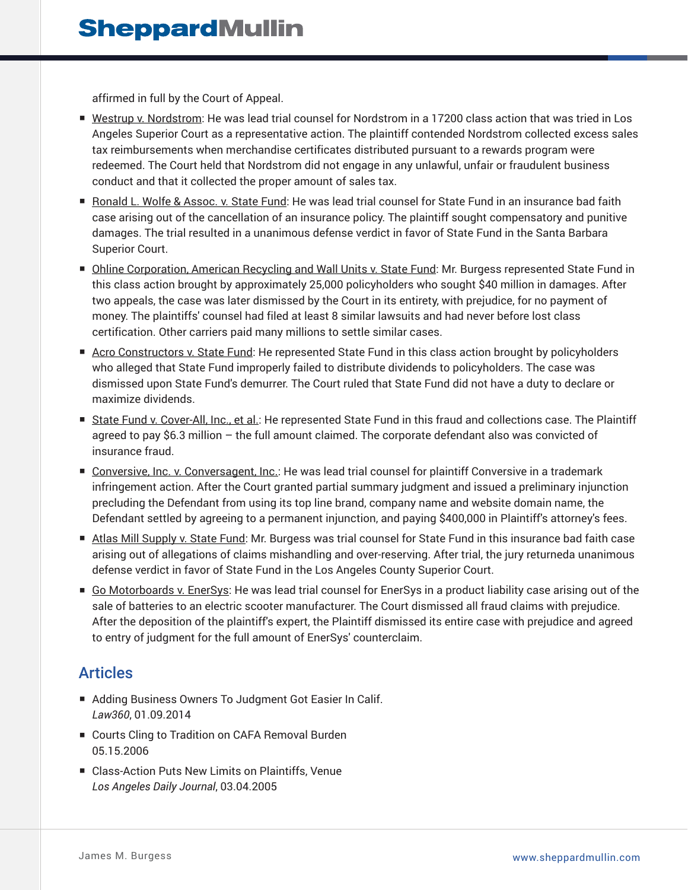affirmed in full by the Court of Appeal.

- Westrup v. Nordstrom: He was lead trial counsel for Nordstrom in a 17200 class action that was tried in Los Angeles Superior Court as a representative action. The plaintiff contended Nordstrom collected excess sales tax reimbursements when merchandise certificates distributed pursuant to a rewards program were redeemed. The Court held that Nordstrom did not engage in any unlawful, unfair or fraudulent business conduct and that it collected the proper amount of sales tax.
- Ronald L. Wolfe & Assoc. v. State Fund: He was lead trial counsel for State Fund in an insurance bad faith case arising out of the cancellation of an insurance policy. The plaintiff sought compensatory and punitive damages. The trial resulted in a unanimous defense verdict in favor of State Fund in the Santa Barbara Superior Court.
- Ohline Corporation, American Recycling and Wall Units v. State Fund: Mr. Burgess represented State Fund in this class action brought by approximately 25,000 policyholders who sought $40 million in damages. After two appeals, the case was later dismissed by the Court in its entirety, with prejudice, for no payment of money. The plaintiffs' counsel had filed at least 8 similar lawsuits and had never before lost class certification. Other carriers paid many millions to settle similar cases.
- Acro Constructors v. State Fund: He represented State Fund in this class action brought by policyholders who alleged that State Fund improperly failed to distribute dividends to policyholders. The case was dismissed upon State Fund's demurrer. The Court ruled that State Fund did not have a duty to declare or maximize dividends.
- State Fund v. Cover-All, Inc., et al.: He represented State Fund in this fraud and collections case. The Plaintiff agreed to pay $6.3 million – the full amount claimed. The corporate defendant also was convicted of insurance fraud.
- Conversive, Inc. v. Conversagent, Inc.: He was lead trial counsel for plaintiff Conversive in a trademark infringement action. After the Court granted partial summary judgment and issued a preliminary injunction precluding the Defendant from using its top line brand, company name and website domain name, the Defendant settled by agreeing to a permanent injunction, and paying $400,000 in Plaintiff's attorney's fees.
- Atlas Mill Supply v. State Fund: Mr. Burgess was trial counsel for State Fund in this insurance bad faith case arising out of allegations of claims mishandling and over-reserving. After trial, the jury returneda unanimous defense verdict in favor of State Fund in the Los Angeles County Superior Court.
- Go Motorboards v. EnerSys: He was lead trial counsel for EnerSys in a product liability case arising out of the sale of batteries to an electric scooter manufacturer. The Court dismissed all fraud claims with prejudice. After the deposition of the plaintiff's expert, the Plaintiff dismissed its entire case with prejudice and agreed to entry of judgment for the full amount of EnerSys' counterclaim.

## Articles

- Adding Business Owners To Judgment Got Easier In Calif.
  *Law360*, 01.09.2014
- Courts Cling to Tradition on CAFA Removal Burden
  05.15.2006
- Class-Action Puts New Limits on Plaintiffs, Venue
  *Los Angeles Daily Journal*, 03.04.2005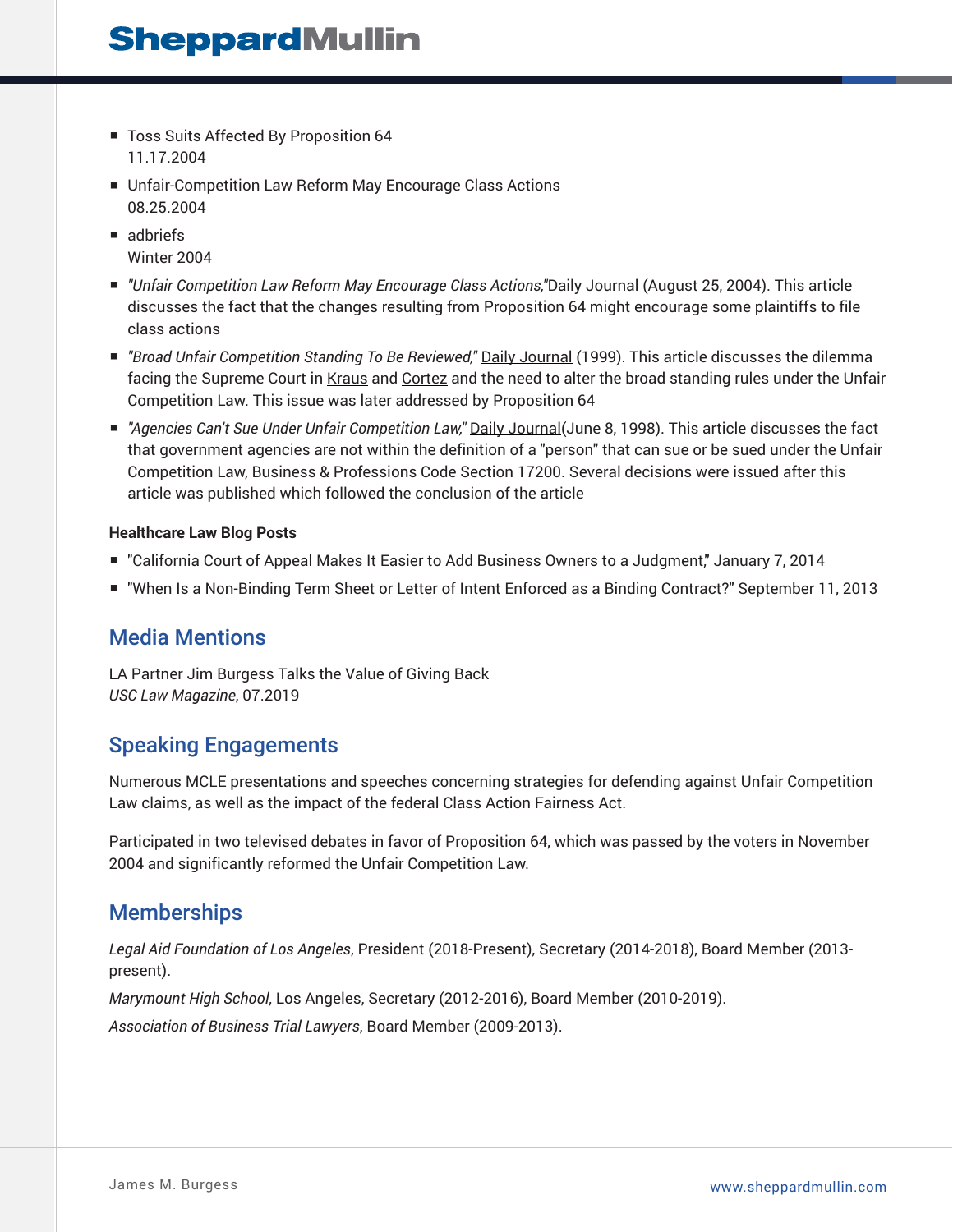- Toss Suits Affected By Proposition 64
  11.17.2004
- Unfair-Competition Law Reform May Encourage Class Actions
  08.25.2004
- adbriefs
  Winter 2004
- *"Unfair Competition Law Reform May Encourage Class Actions,"*Daily Journal (August 25, 2004). This article discusses the fact that the changes resulting from Proposition 64 might encourage some plaintiffs to file class actions
- *"Broad Unfair Competition Standing To Be Reviewed,"* Daily Journal (1999). This article discusses the dilemma facing the Supreme Court in Kraus and Cortez and the need to alter the broad standing rules under the Unfair Competition Law. This issue was later addressed by Proposition 64
- *"Agencies Can't Sue Under Unfair Competition Law,"* Daily Journal(June 8, 1998). This article discusses the fact that government agencies are not within the definition of a "person" that can sue or be sued under the Unfair Competition Law, Business & Professions Code Section 17200. Several decisions were issued after this article was published which followed the conclusion of the article

**Healthcare Law Blog Posts**

- "California Court of Appeal Makes It Easier to Add Business Owners to a Judgment," January 7, 2014
- "When Is a Non-Binding Term Sheet or Letter of Intent Enforced as a Binding Contract?" September 11, 2013

## Media Mentions

LA Partner Jim Burgess Talks the Value of Giving Back
*USC Law Magazine*, 07.2019

## Speaking Engagements

Numerous MCLE presentations and speeches concerning strategies for defending against Unfair Competition Law claims, as well as the impact of the federal Class Action Fairness Act.

Participated in two televised debates in favor of Proposition 64, which was passed by the voters in November 2004 and significantly reformed the Unfair Competition Law.

## Memberships

*Legal Aid Foundation of Los Angeles*, President (2018-Present), Secretary (2014-2018), Board Member (2013-present).

*Marymount High School*, Los Angeles, Secretary (2012-2016), Board Member (2010-2019).

*Association of Business Trial Lawyers*, Board Member (2009-2013).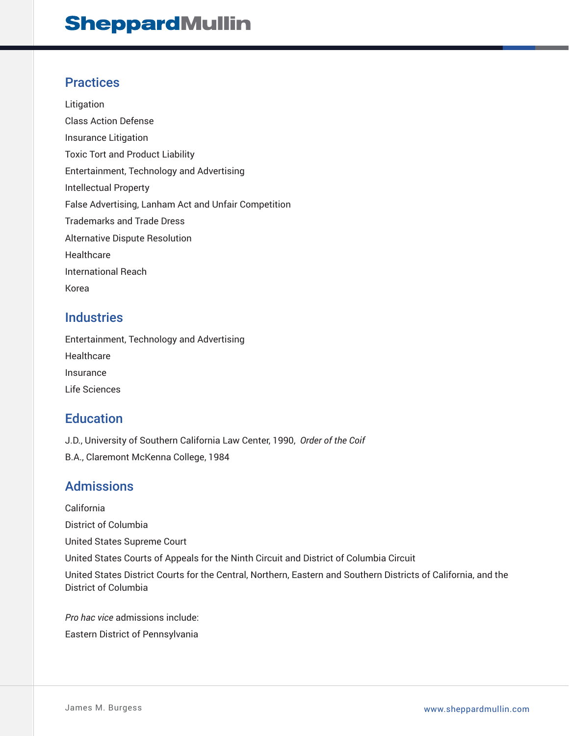## Practices

Litigation

Class Action Defense

Insurance Litigation

Toxic Tort and Product Liability

Entertainment, Technology and Advertising

Intellectual Property

False Advertising, Lanham Act and Unfair Competition

Trademarks and Trade Dress

Alternative Dispute Resolution

Healthcare

International Reach

Korea

## Industries

Entertainment, Technology and Advertising

Healthcare

Insurance

Life Sciences

## Education

J.D., University of Southern California Law Center, 1990, *Order of the Coif*

B.A., Claremont McKenna College, 1984

## Admissions

California

District of Columbia

United States Supreme Court

United States Courts of Appeals for the Ninth Circuit and District of Columbia Circuit

United States District Courts for the Central, Northern, Eastern and Southern Districts of California, and the District of Columbia

*Pro hac vice* admissions include:

Eastern District of Pennsylvania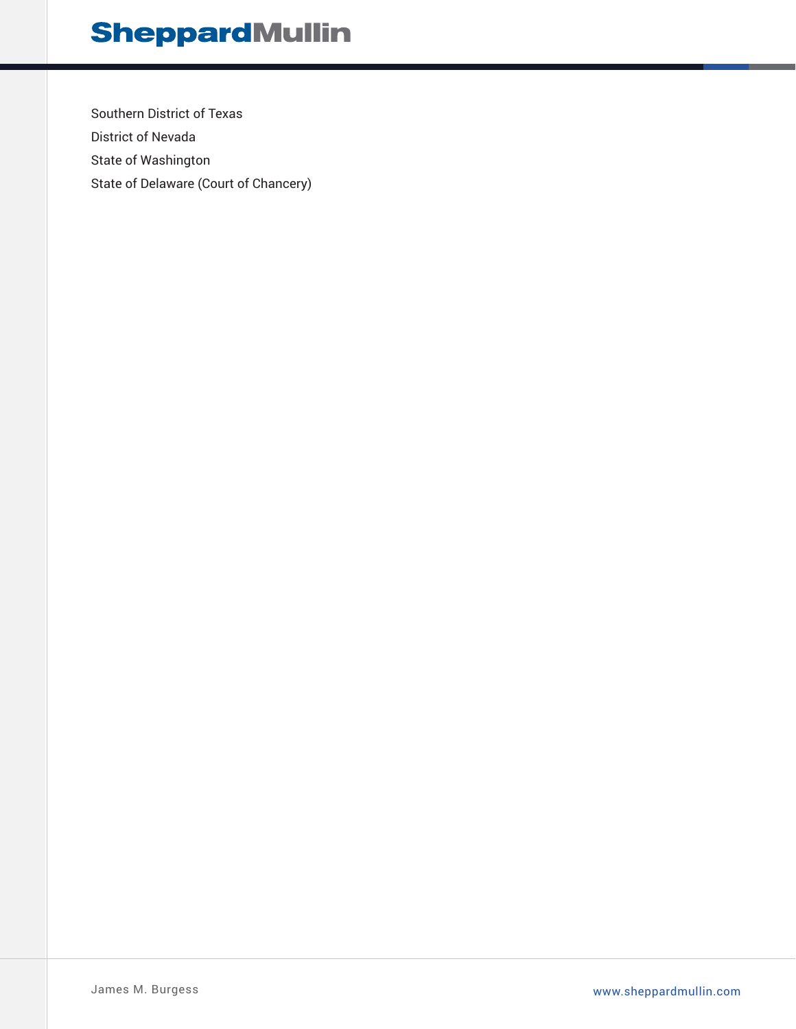Southern District of Texas

District of Nevada

State of Washington

State of Delaware (Court of Chancery)